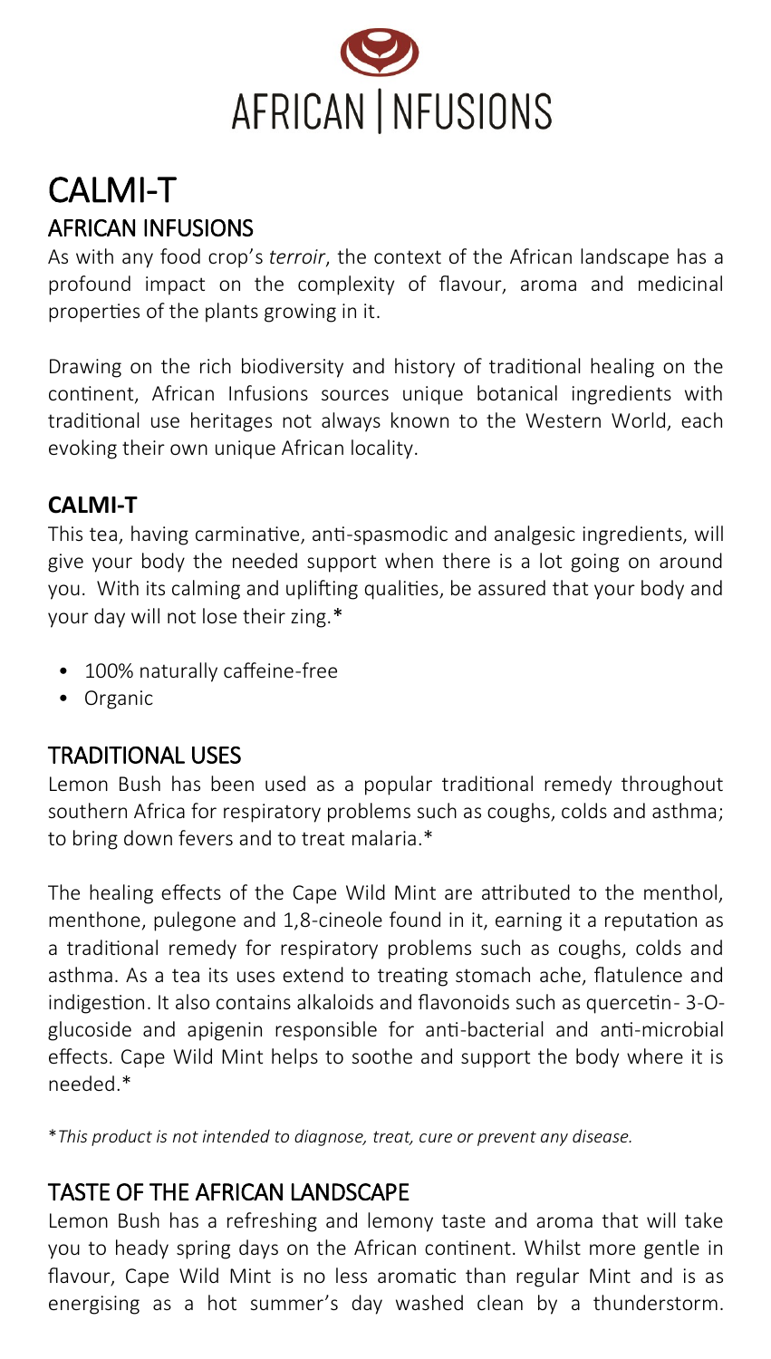AFRICAN | NFUSIONS

# CALMI-T

## AFRICAN INFUSIONS

As with any food crop's *terroir*, the context of the African landscape has a profound impact on the complexity of flavour, aroma and medicinal properties of the plants growing in it.

Drawing on the rich biodiversity and history of traditional healing on the continent, African Infusions sources unique botanical ingredients with traditional use heritages not always known to the Western World, each evoking their own unique African locality.

### CALMI-T

This tea, having carminative, anti-spasmodic and analgesic ingredients, will give your body the needed support when there is a lot going on around you. With its calming and uplifting qualities, be assured that your body and your day will not lose their zing.*

- 100% naturally caffeine-free
- Organic

## TRADITIONAL USES

Lemon Bush has been used as a popular traditional remedy throughout southern Africa for respiratory problems such as coughs, colds and asthma; to bring down fevers and to treat malaria.*

The healing effects of the Cape Wild Mint are attributed to the menthol, menthone, pulegone and 1,8-cineole found in it, earning it a reputation as a traditional remedy for respiratory problems such as coughs, colds and asthma. As a tea its uses extend to treating stomach ache, flatulence and indigestion. It also contains alkaloids and flavonoids such as quercetin- 3-O-glucoside and apigenin responsible for anti-bacterial and anti-microbial effects. Cape Wild Mint helps to soothe and support the body where it is needed.*

**This product is not intended to diagnose, treat, cure or prevent any disease.*

## TASTE OF THE AFRICAN LANDSCAPE

Lemon Bush has a refreshing and lemony taste and aroma that will take you to heady spring days on the African continent. Whilst more gentle in flavour, Cape Wild Mint is no less aromatic than regular Mint and is as energising as a hot summer's day washed clean by a thunderstorm.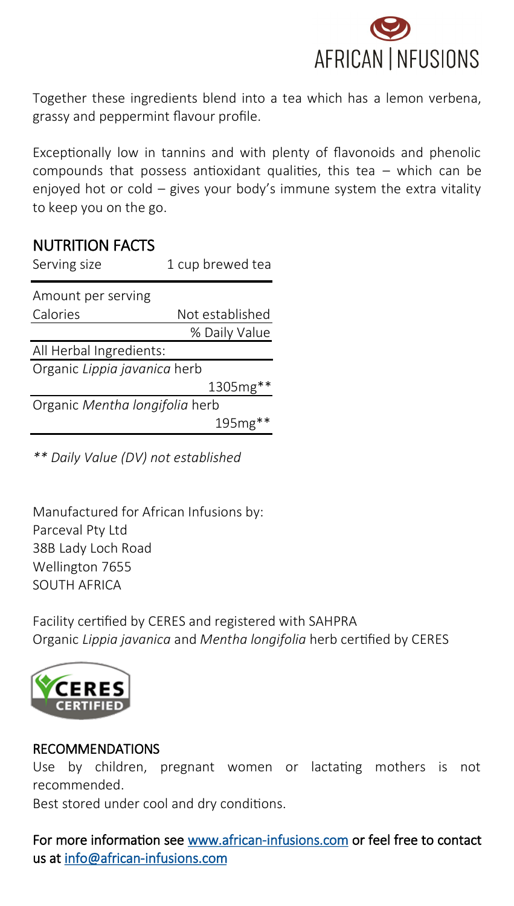AFRICAN | NFUSIONS

Together these ingredients blend into a tea which has a lemon verbena, grassy and peppermint flavour profile.

Exceptionally low in tannins and with plenty of flavonoids and phenolic compounds that possess antioxidant qualities, this tea – which can be enjoyed hot or cold – gives your body's immune system the extra vitality to keep you on the go.

## NUTRITION FACTS

| Serving size | 1 cup brewed tea |
|---|---|
| Amount per serving | |
| Calories | Not established |
| | % Daily Value |
| All Herbal Ingredients: | |
| Organic *Lippia javanica* herb | 1305mg** |
| Organic *Mentha longifolia* herb | 195mg** |

*** Daily Value (DV) not established*

Manufactured for African Infusions by:
Parceval Pty Ltd
38B Lady Loch Road
Wellington 7655
SOUTH AFRICA

Facility certified by CERES and registered with SAHPRA
Organic *Lippia javanica* and *Mentha longifolia* herb certified by CERES

CERES CERTIFIED

## RECOMMENDATIONS

Use by children, pregnant women or lactating mothers is not recommended.
Best stored under cool and dry conditions.

For more information see [www.african-infusions.com](http://www.african-infusions.com) or feel free to contact us at [info@african-infusions.com](mailto:info@african-infusions.com)